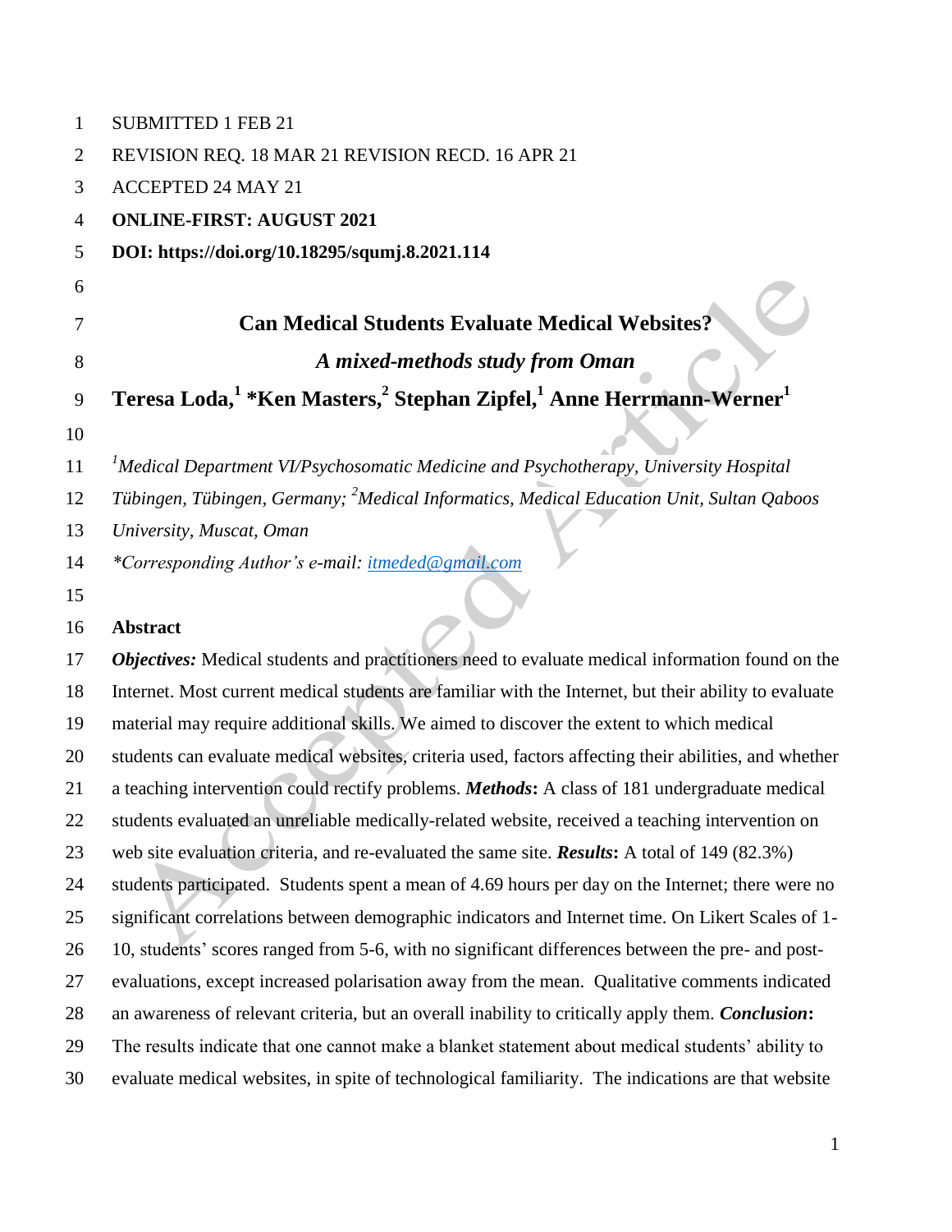SUBMITTED 1 FEB 21

REVISION REQ. 18 MAR 21 REVISION RECD. 16 APR 21

ACCEPTED 24 MAY 21

**ONLINE-FIRST: AUGUST 2021**

**DOI: https://doi.org/10.18295/squmj.8.2021.114**

# Can Medical Students Evaluate Medical Websites?

## *A mixed-methods study from Oman*

**Teresa Loda,[1] \*Ken Masters,[2] Stephan Zipfel,[1] Anne Herrmann-Werner[1]**

*[1]Medical Department VI/Psychosomatic Medicine and Psychotherapy, University Hospital Tübingen, Tübingen, Germany; [2]Medical Informatics, Medical Education Unit, Sultan Qaboos University, Muscat, Oman*

*\*Corresponding Author's e-mail: itmeded@gmail.com*

**Abstract**

***Objectives:*** Medical students and practitioners need to evaluate medical information found on the Internet. Most current medical students are familiar with the Internet, but their ability to evaluate material may require additional skills. We aimed to discover the extent to which medical students can evaluate medical websites, criteria used, factors affecting their abilities, and whether a teaching intervention could rectify problems. ***Methods*:** A class of 181 undergraduate medical students evaluated an unreliable medically-related website, received a teaching intervention on web site evaluation criteria, and re-evaluated the same site. ***Results*:** A total of 149 (82.3%) students participated. Students spent a mean of 4.69 hours per day on the Internet; there were no significant correlations between demographic indicators and Internet time. On Likert Scales of 1-10, students' scores ranged from 5-6, with no significant differences between the pre- and post-evaluations, except increased polarisation away from the mean. Qualitative comments indicated an awareness of relevant criteria, but an overall inability to critically apply them. ***Conclusion*:** The results indicate that one cannot make a blanket statement about medical students' ability to evaluate medical websites, in spite of technological familiarity. The indications are that website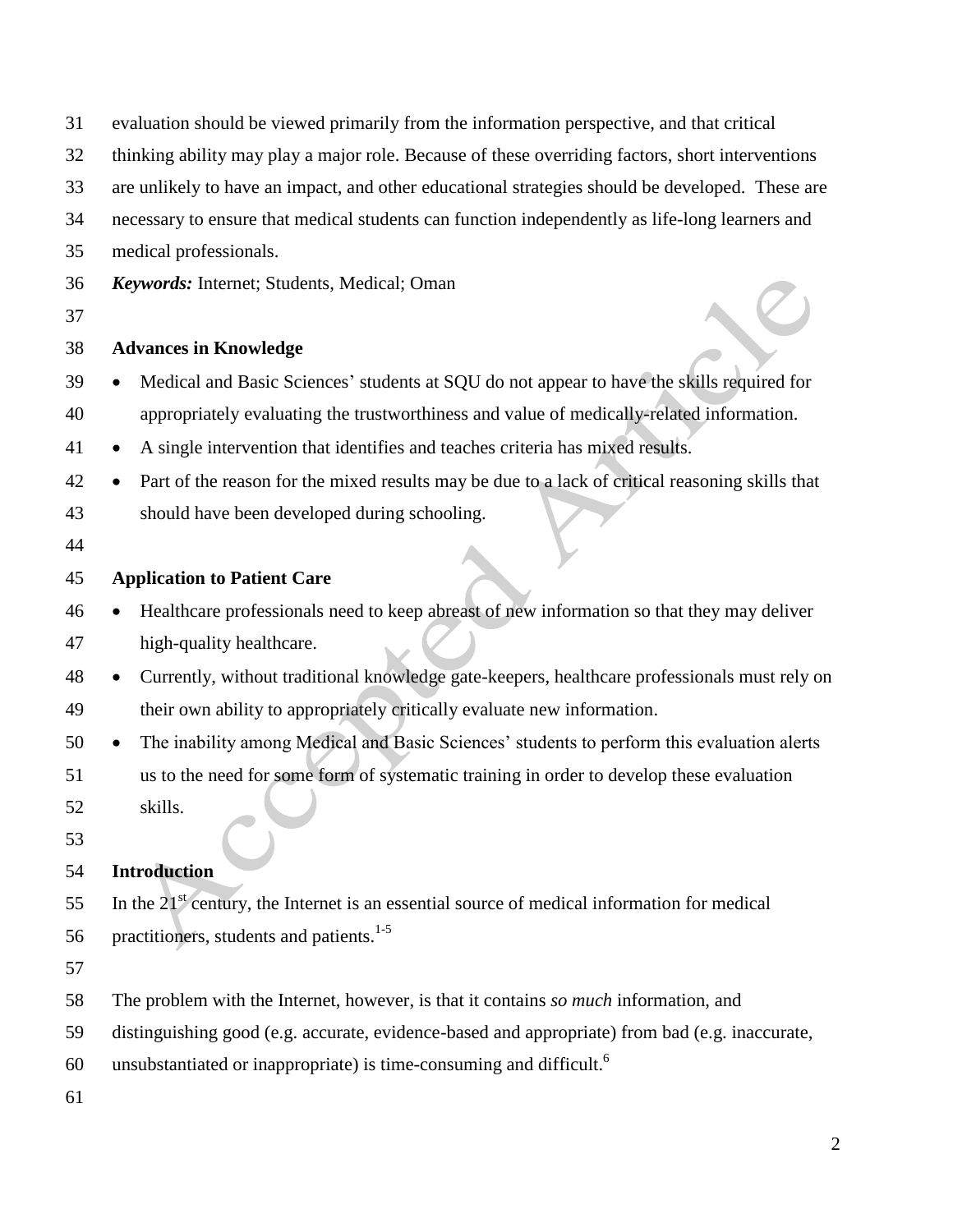evaluation should be viewed primarily from the information perspective, and that critical thinking ability may play a major role. Because of these overriding factors, short interventions are unlikely to have an impact, and other educational strategies should be developed. These are necessary to ensure that medical students can function independently as life-long learners and medical professionals.

***Keywords:*** Internet; Students, Medical; Oman

## Advances in Knowledge

- Medical and Basic Sciences' students at SQU do not appear to have the skills required for appropriately evaluating the trustworthiness and value of medically-related information.
- A single intervention that identifies and teaches criteria has mixed results.
- Part of the reason for the mixed results may be due to a lack of critical reasoning skills that should have been developed during schooling.

## Application to Patient Care

- Healthcare professionals need to keep abreast of new information so that they may deliver high-quality healthcare.
- Currently, without traditional knowledge gate-keepers, healthcare professionals must rely on their own ability to appropriately critically evaluate new information.
- The inability among Medical and Basic Sciences' students to perform this evaluation alerts us to the need for some form of systematic training in order to develop these evaluation skills.

## Introduction

In the 21st century, the Internet is an essential source of medical information for medical practitioners, students and patients.[1-5]

The problem with the Internet, however, is that it contains *so much* information, and distinguishing good (e.g. accurate, evidence-based and appropriate) from bad (e.g. inaccurate, unsubstantiated or inappropriate) is time-consuming and difficult.[6]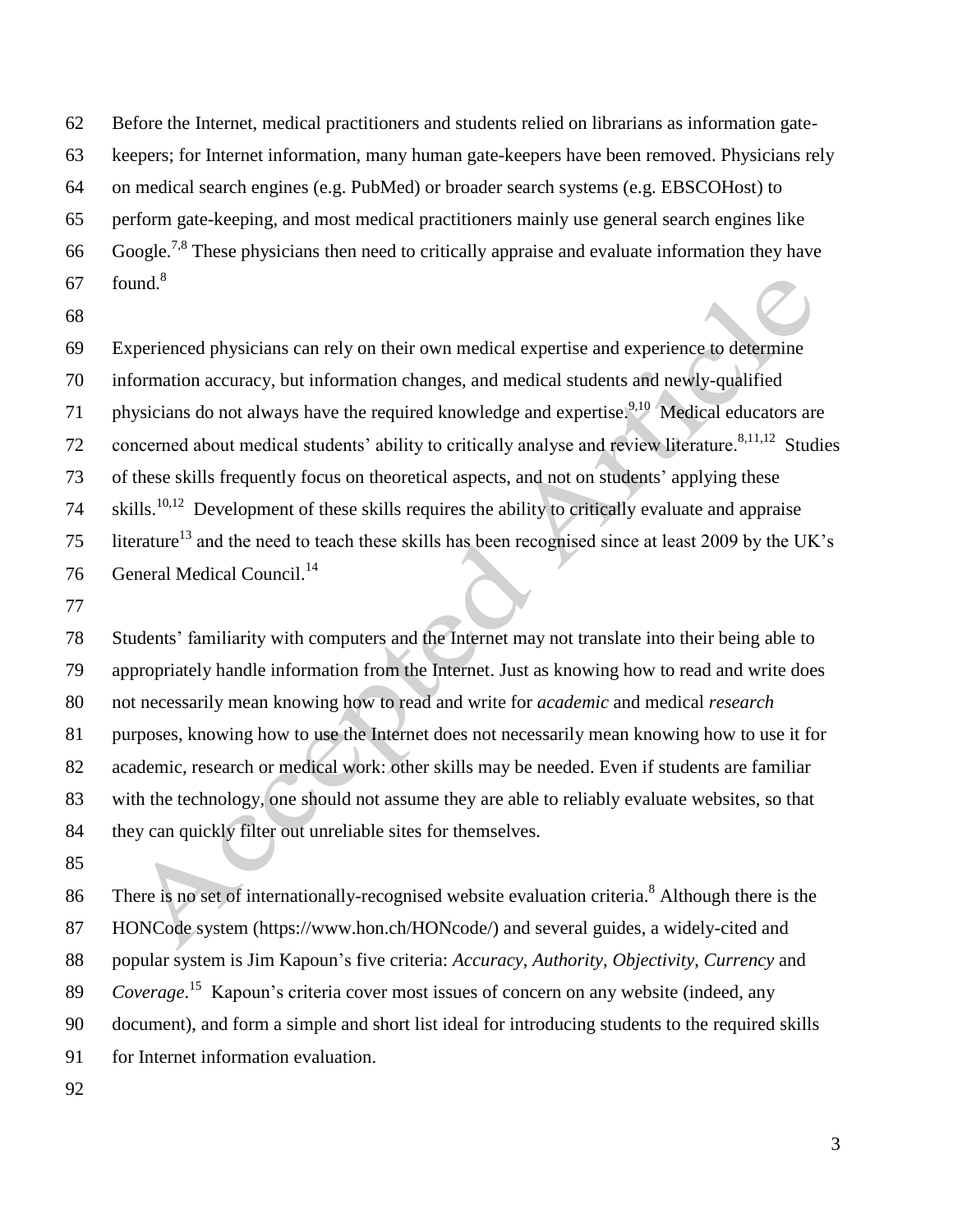Before the Internet, medical practitioners and students relied on librarians as information gate-keepers; for Internet information, many human gate-keepers have been removed. Physicians rely on medical search engines (e.g. PubMed) or broader search systems (e.g. EBSCOHost) to perform gate-keeping, and most medical practitioners mainly use general search engines like Google.[7,8] These physicians then need to critically appraise and evaluate information they have found.[8]

Experienced physicians can rely on their own medical expertise and experience to determine information accuracy, but information changes, and medical students and newly-qualified physicians do not always have the required knowledge and expertise.[9,10] Medical educators are concerned about medical students' ability to critically analyse and review literature.[8,11,12] Studies of these skills frequently focus on theoretical aspects, and not on students' applying these skills.[10,12] Development of these skills requires the ability to critically evaluate and appraise literature[13] and the need to teach these skills has been recognised since at least 2009 by the UK's General Medical Council.[14]

Students' familiarity with computers and the Internet may not translate into their being able to appropriately handle information from the Internet. Just as knowing how to read and write does not necessarily mean knowing how to read and write for *academic* and medical *research* purposes, knowing how to use the Internet does not necessarily mean knowing how to use it for academic, research or medical work: other skills may be needed. Even if students are familiar with the technology, one should not assume they are able to reliably evaluate websites, so that they can quickly filter out unreliable sites for themselves.

There is no set of internationally-recognised website evaluation criteria.[8] Although there is the HONCode system (https://www.hon.ch/HONcode/) and several guides, a widely-cited and popular system is Jim Kapoun's five criteria: *Accuracy*, *Authority*, *Objectivity*, *Currency* and *Coverage*.[15] Kapoun's criteria cover most issues of concern on any website (indeed, any document), and form a simple and short list ideal for introducing students to the required skills for Internet information evaluation.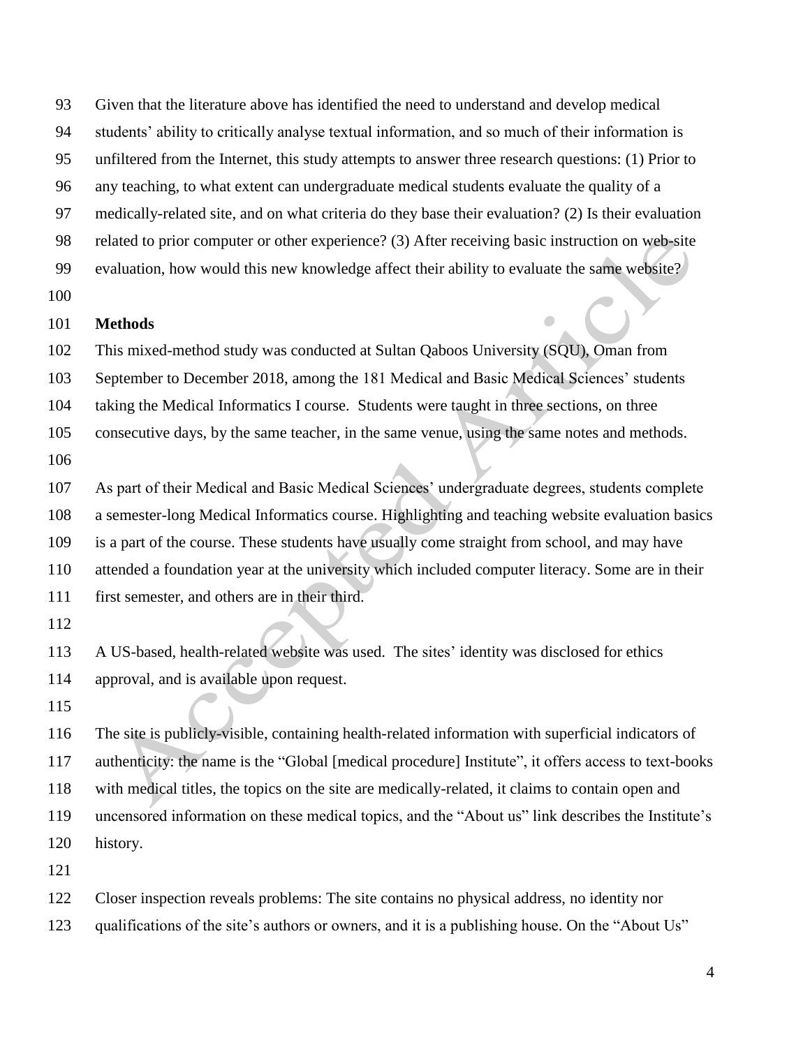Given that the literature above has identified the need to understand and develop medical students' ability to critically analyse textual information, and so much of their information is unfiltered from the Internet, this study attempts to answer three research questions: (1) Prior to any teaching, to what extent can undergraduate medical students evaluate the quality of a medically-related site, and on what criteria do they base their evaluation? (2) Is their evaluation related to prior computer or other experience? (3) After receiving basic instruction on web-site evaluation, how would this new knowledge affect their ability to evaluate the same website?

**Methods**

This mixed-method study was conducted at Sultan Qaboos University (SQU), Oman from September to December 2018, among the 181 Medical and Basic Medical Sciences' students taking the Medical Informatics I course. Students were taught in three sections, on three consecutive days, by the same teacher, in the same venue, using the same notes and methods.

As part of their Medical and Basic Medical Sciences' undergraduate degrees, students complete a semester-long Medical Informatics course. Highlighting and teaching website evaluation basics is a part of the course. These students have usually come straight from school, and may have attended a foundation year at the university which included computer literacy. Some are in their first semester, and others are in their third.

A US-based, health-related website was used. The sites' identity was disclosed for ethics approval, and is available upon request.

The site is publicly-visible, containing health-related information with superficial indicators of authenticity: the name is the "Global [medical procedure] Institute", it offers access to text-books with medical titles, the topics on the site are medically-related, it claims to contain open and uncensored information on these medical topics, and the "About us" link describes the Institute's history.

Closer inspection reveals problems: The site contains no physical address, no identity nor qualifications of the site's authors or owners, and it is a publishing house. On the "About Us"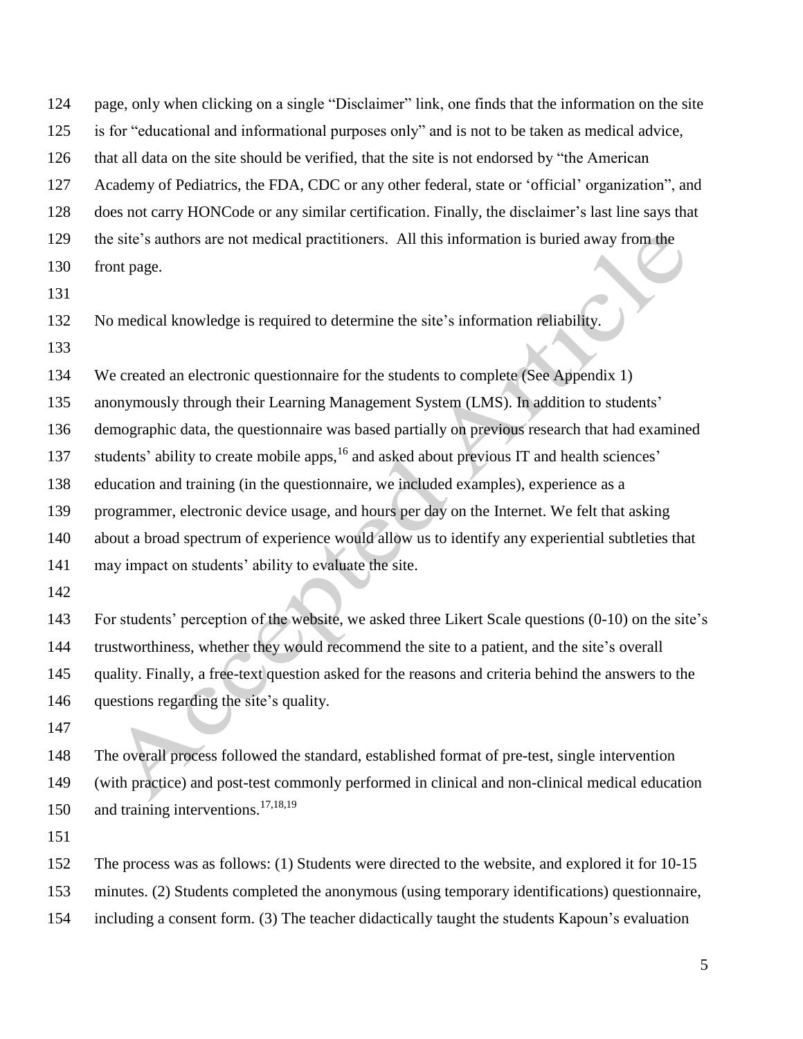page, only when clicking on a single "Disclaimer" link, one finds that the information on the site is for "educational and informational purposes only" and is not to be taken as medical advice, that all data on the site should be verified, that the site is not endorsed by "the American Academy of Pediatrics, the FDA, CDC or any other federal, state or 'official' organization", and does not carry HONCode or any similar certification. Finally, the disclaimer's last line says that the site's authors are not medical practitioners. All this information is buried away from the front page.

No medical knowledge is required to determine the site's information reliability.

We created an electronic questionnaire for the students to complete (See Appendix 1) anonymously through their Learning Management System (LMS). In addition to students' demographic data, the questionnaire was based partially on previous research that had examined students' ability to create mobile apps,[16] and asked about previous IT and health sciences' education and training (in the questionnaire, we included examples), experience as a programmer, electronic device usage, and hours per day on the Internet. We felt that asking about a broad spectrum of experience would allow us to identify any experiential subtleties that may impact on students' ability to evaluate the site.

For students' perception of the website, we asked three Likert Scale questions (0-10) on the site's trustworthiness, whether they would recommend the site to a patient, and the site's overall quality. Finally, a free-text question asked for the reasons and criteria behind the answers to the questions regarding the site's quality.

The overall process followed the standard, established format of pre-test, single intervention (with practice) and post-test commonly performed in clinical and non-clinical medical education and training interventions.[17,18,19]

The process was as follows: (1) Students were directed to the website, and explored it for 10-15 minutes. (2) Students completed the anonymous (using temporary identifications) questionnaire, including a consent form. (3) The teacher didactically taught the students Kapoun's evaluation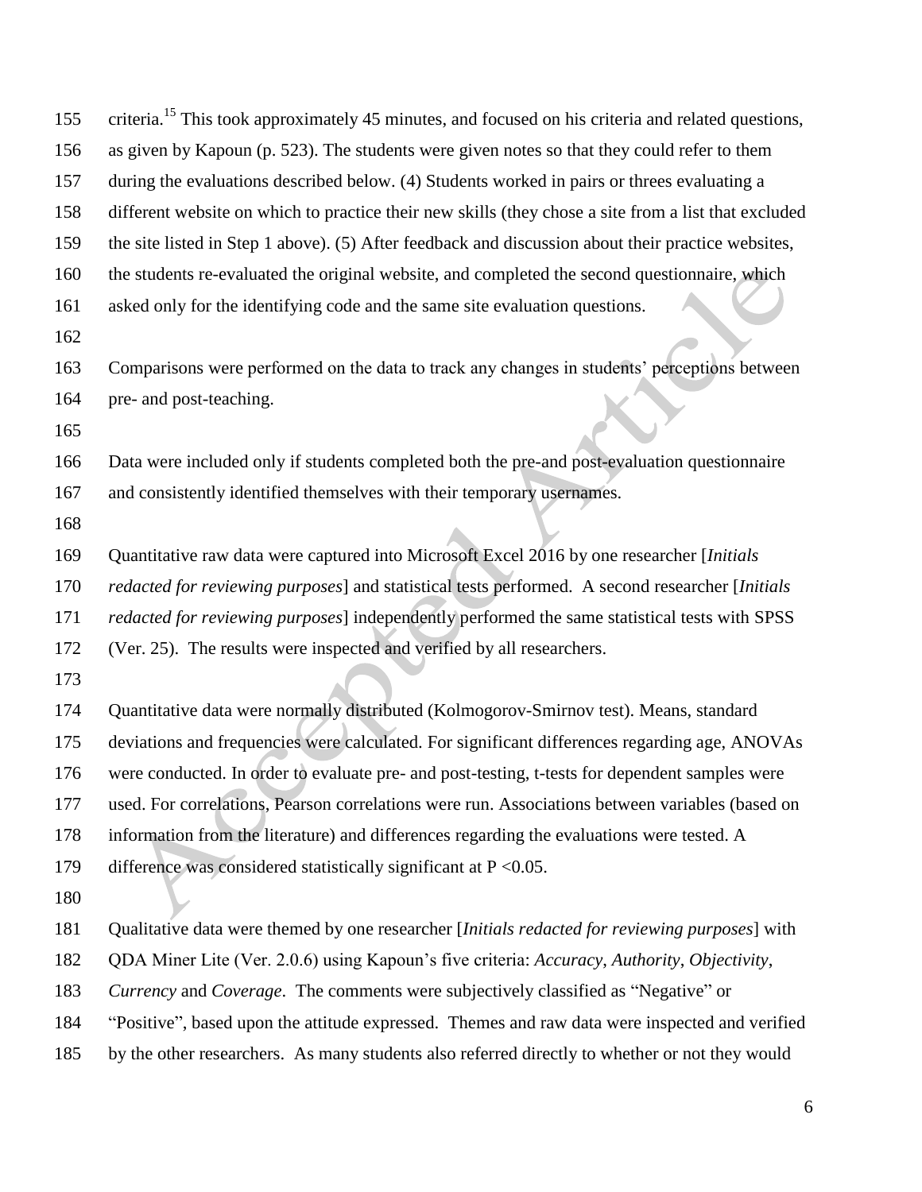criteria.[15] This took approximately 45 minutes, and focused on his criteria and related questions, as given by Kapoun (p. 523). The students were given notes so that they could refer to them during the evaluations described below. (4) Students worked in pairs or threes evaluating a different website on which to practice their new skills (they chose a site from a list that excluded the site listed in Step 1 above). (5) After feedback and discussion about their practice websites, the students re-evaluated the original website, and completed the second questionnaire, which asked only for the identifying code and the same site evaluation questions.

Comparisons were performed on the data to track any changes in students' perceptions between pre- and post-teaching.

Data were included only if students completed both the pre-and post-evaluation questionnaire and consistently identified themselves with their temporary usernames.

Quantitative raw data were captured into Microsoft Excel 2016 by one researcher [*Initials redacted for reviewing purposes*] and statistical tests performed. A second researcher [*Initials redacted for reviewing purposes*] independently performed the same statistical tests with SPSS (Ver. 25). The results were inspected and verified by all researchers.

Quantitative data were normally distributed (Kolmogorov-Smirnov test). Means, standard deviations and frequencies were calculated. For significant differences regarding age, ANOVAs were conducted. In order to evaluate pre- and post-testing, t-tests for dependent samples were used. For correlations, Pearson correlations were run. Associations between variables (based on information from the literature) and differences regarding the evaluations were tested. A difference was considered statistically significant at $P < 0.05$.

Qualitative data were themed by one researcher [*Initials redacted for reviewing purposes*] with QDA Miner Lite (Ver. 2.0.6) using Kapoun's five criteria: *Accuracy*, *Authority*, *Objectivity*, *Currency* and *Coverage*. The comments were subjectively classified as "Negative" or "Positive", based upon the attitude expressed. Themes and raw data were inspected and verified by the other researchers. As many students also referred directly to whether or not they would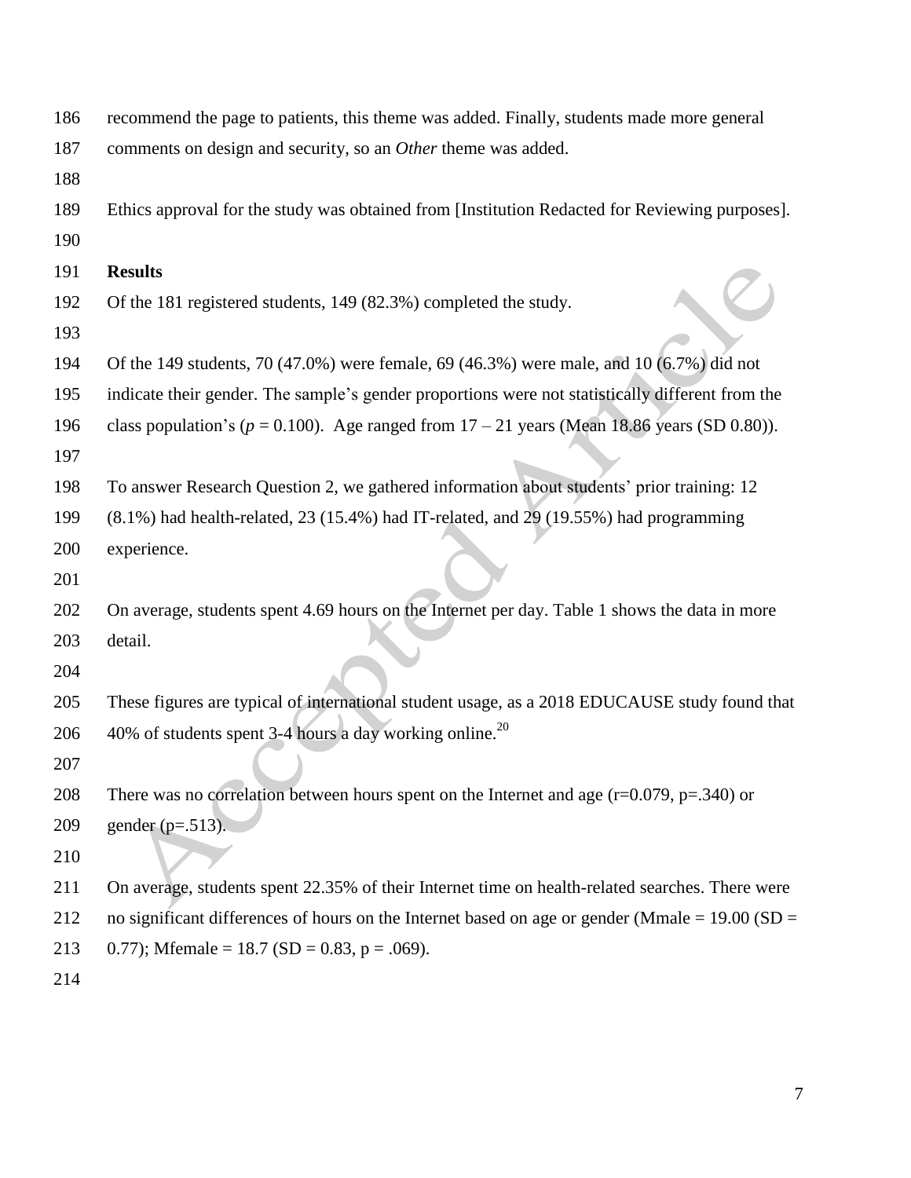recommend the page to patients, this theme was added. Finally, students made more general comments on design and security, so an *Other* theme was added.

Ethics approval for the study was obtained from [Institution Redacted for Reviewing purposes].

**Results**

Of the 181 registered students, 149 (82.3%) completed the study.

Of the 149 students, 70 (47.0%) were female, 69 (46.3%) were male, and 10 (6.7%) did not indicate their gender. The sample's gender proportions were not statistically different from the class population's ($p = 0.100$). Age ranged from 17 – 21 years (Mean 18.86 years (SD 0.80)).

To answer Research Question 2, we gathered information about students' prior training: 12 (8.1%) had health-related, 23 (15.4%) had IT-related, and 29 (19.55%) had programming experience.

On average, students spent 4.69 hours on the Internet per day. Table 1 shows the data in more detail.

These figures are typical of international student usage, as a 2018 EDUCAUSE study found that 40% of students spent 3-4 hours a day working online.[20]

There was no correlation between hours spent on the Internet and age ($r=0.079$, $p=.340$) or gender ($p=.513$).

On average, students spent 22.35% of their Internet time on health-related searches. There were no significant differences of hours on the Internet based on age or gender ($M_{male} = 19.00$ ($SD = 0.77$); $M_{female} = 18.7$ ($SD = 0.83$, $p = .069$).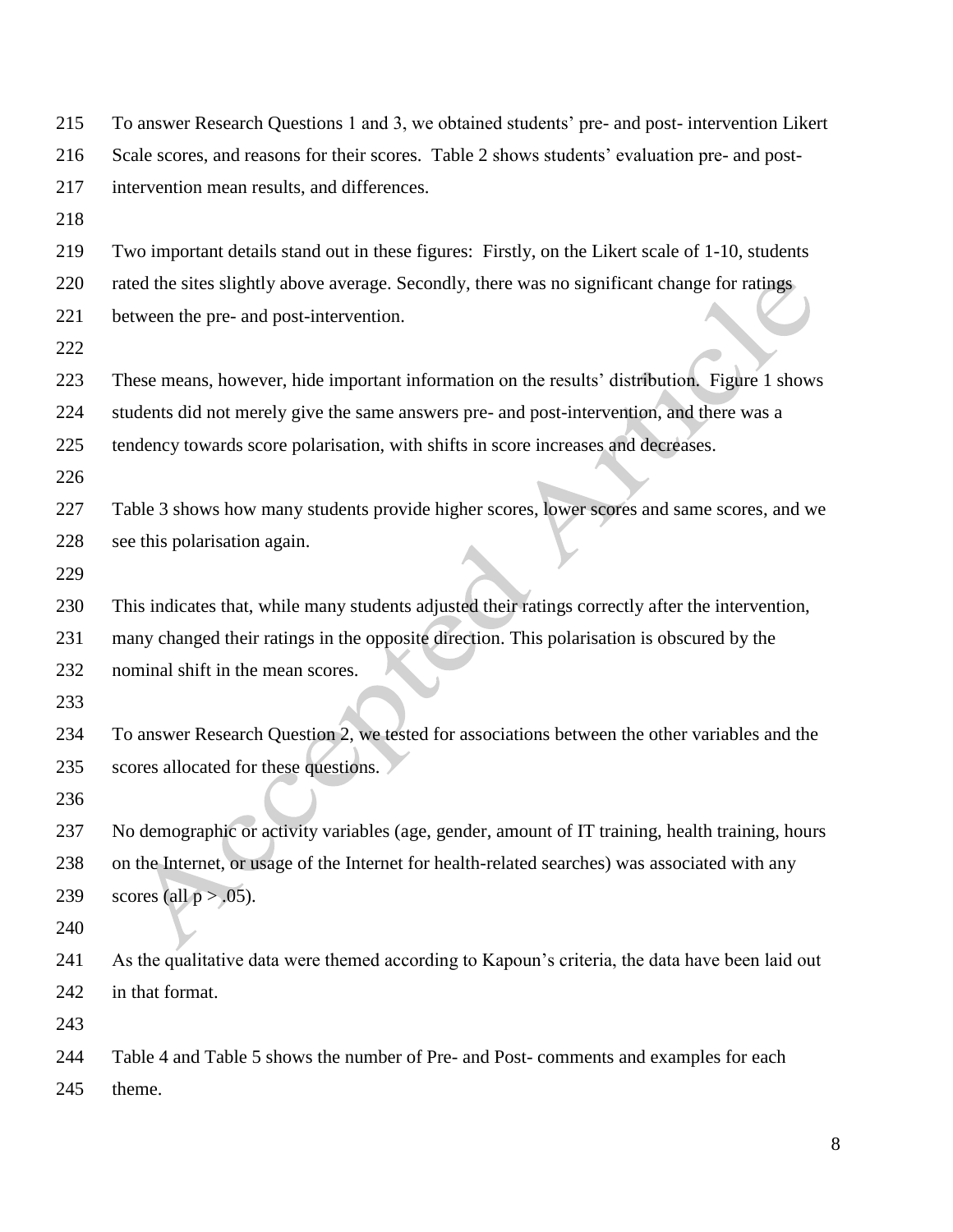To answer Research Questions 1 and 3, we obtained students' pre- and post- intervention Likert Scale scores, and reasons for their scores. Table 2 shows students' evaluation pre- and post-intervention mean results, and differences.

Two important details stand out in these figures: Firstly, on the Likert scale of 1-10, students rated the sites slightly above average. Secondly, there was no significant change for ratings between the pre- and post-intervention.

These means, however, hide important information on the results' distribution. Figure 1 shows students did not merely give the same answers pre- and post-intervention, and there was a tendency towards score polarisation, with shifts in score increases and decreases.

Table 3 shows how many students provide higher scores, lower scores and same scores, and we see this polarisation again.

This indicates that, while many students adjusted their ratings correctly after the intervention, many changed their ratings in the opposite direction. This polarisation is obscured by the nominal shift in the mean scores.

To answer Research Question 2, we tested for associations between the other variables and the scores allocated for these questions.

No demographic or activity variables (age, gender, amount of IT training, health training, hours on the Internet, or usage of the Internet for health-related searches) was associated with any scores (all $p > .05$).

As the qualitative data were themed according to Kapoun's criteria, the data have been laid out in that format.

Table 4 and Table 5 shows the number of Pre- and Post- comments and examples for each theme.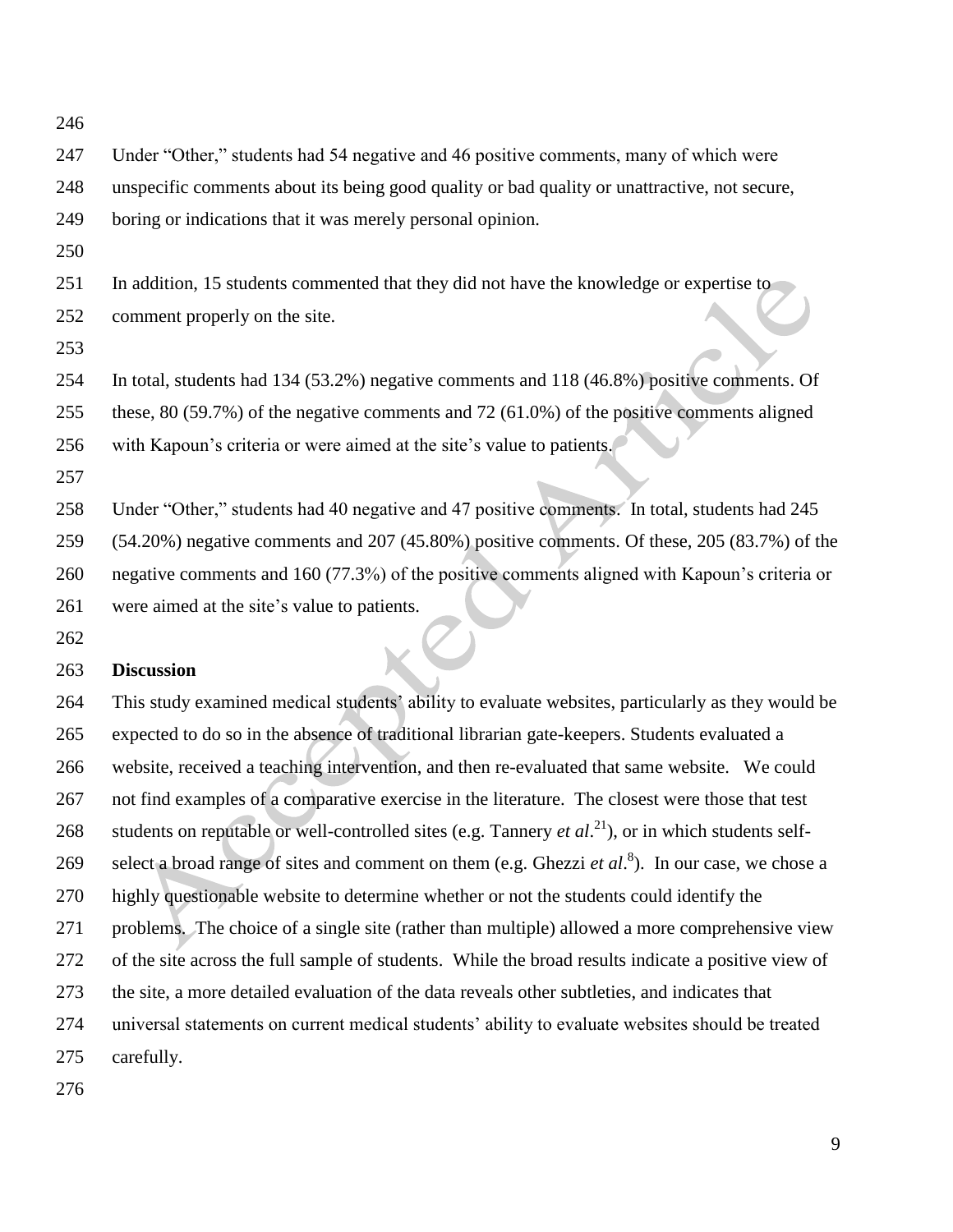Under "Other," students had 54 negative and 46 positive comments, many of which were unspecific comments about its being good quality or bad quality or unattractive, not secure, boring or indications that it was merely personal opinion.

In addition, 15 students commented that they did not have the knowledge or expertise to comment properly on the site.

In total, students had 134 (53.2%) negative comments and 118 (46.8%) positive comments. Of these, 80 (59.7%) of the negative comments and 72 (61.0%) of the positive comments aligned with Kapoun's criteria or were aimed at the site's value to patients.

Under "Other," students had 40 negative and 47 positive comments. In total, students had 245 (54.20%) negative comments and 207 (45.80%) positive comments. Of these, 205 (83.7%) of the negative comments and 160 (77.3%) of the positive comments aligned with Kapoun's criteria or were aimed at the site's value to patients.

## Discussion

This study examined medical students' ability to evaluate websites, particularly as they would be expected to do so in the absence of traditional librarian gate-keepers. Students evaluated a website, received a teaching intervention, and then re-evaluated that same website. We could not find examples of a comparative exercise in the literature. The closest were those that test students on reputable or well-controlled sites (e.g. Tannery *et al*.[21]), or in which students self-select a broad range of sites and comment on them (e.g. Ghezzi *et al*.[8]). In our case, we chose a highly questionable website to determine whether or not the students could identify the problems. The choice of a single site (rather than multiple) allowed a more comprehensive view of the site across the full sample of students. While the broad results indicate a positive view of the site, a more detailed evaluation of the data reveals other subtleties, and indicates that universal statements on current medical students' ability to evaluate websites should be treated carefully.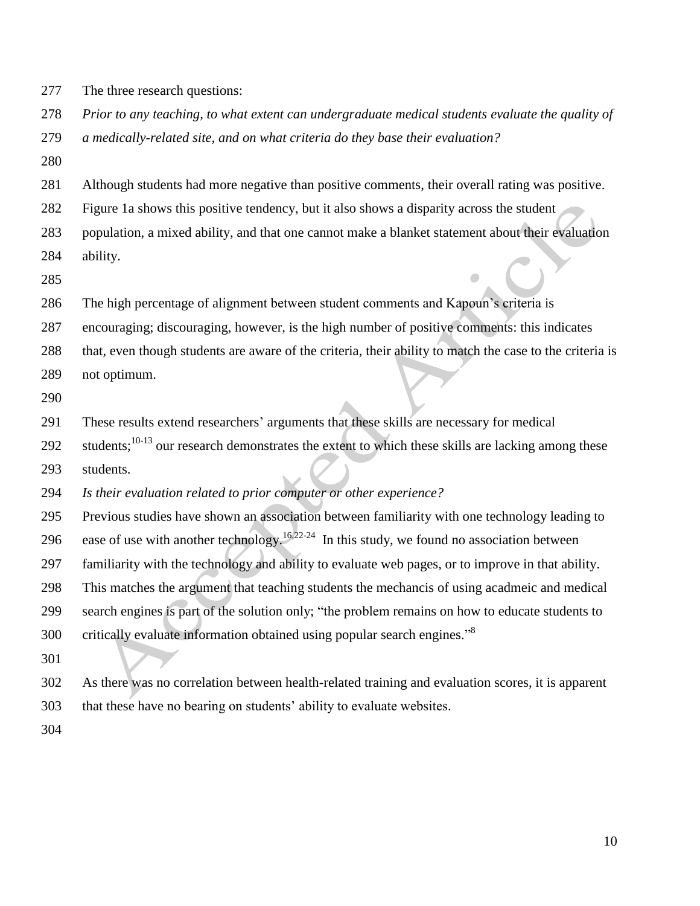The three research questions:

*Prior to any teaching, to what extent can undergraduate medical students evaluate the quality of a medically-related site, and on what criteria do they base their evaluation?*

Although students had more negative than positive comments, their overall rating was positive. Figure 1a shows this positive tendency, but it also shows a disparity across the student population, a mixed ability, and that one cannot make a blanket statement about their evaluation ability.

The high percentage of alignment between student comments and Kapoun's criteria is encouraging; discouraging, however, is the high number of positive comments: this indicates that, even though students are aware of the criteria, their ability to match the case to the criteria is not optimum.

These results extend researchers' arguments that these skills are necessary for medical students;[10-13] our research demonstrates the extent to which these skills are lacking among these students.

*Is their evaluation related to prior computer or other experience?*

Previous studies have shown an association between familiarity with one technology leading to ease of use with another technology.[16,22-24] In this study, we found no association between familiarity with the technology and ability to evaluate web pages, or to improve in that ability. This matches the argument that teaching students the mechancis of using acadmeic and medical search engines is part of the solution only; "the problem remains on how to educate students to critically evaluate information obtained using popular search engines."[8]

As there was no correlation between health-related training and evaluation scores, it is apparent that these have no bearing on students' ability to evaluate websites.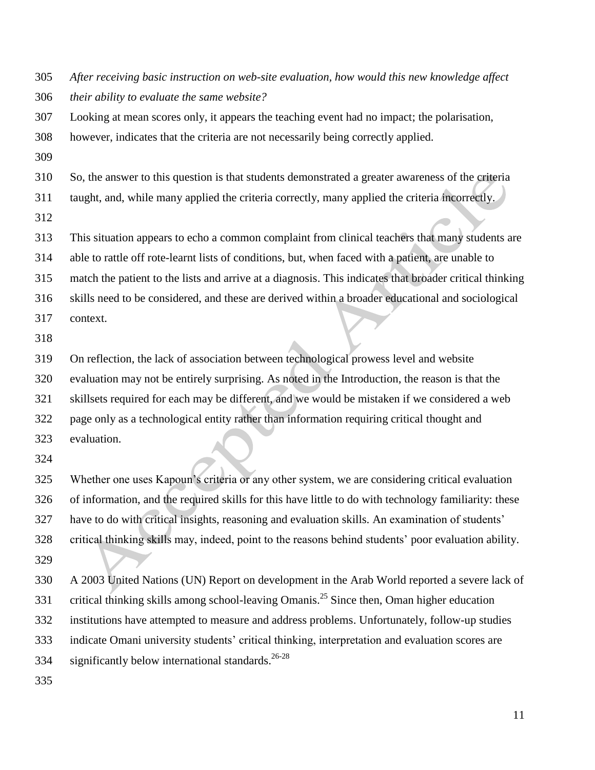*After receiving basic instruction on web-site evaluation, how would this new knowledge affect their ability to evaluate the same website?*

Looking at mean scores only, it appears the teaching event had no impact; the polarisation, however, indicates that the criteria are not necessarily being correctly applied.

So, the answer to this question is that students demonstrated a greater awareness of the criteria taught, and, while many applied the criteria correctly, many applied the criteria incorrectly.

This situation appears to echo a common complaint from clinical teachers that many students are able to rattle off rote-learnt lists of conditions, but, when faced with a patient, are unable to match the patient to the lists and arrive at a diagnosis. This indicates that broader critical thinking skills need to be considered, and these are derived within a broader educational and sociological context.

On reflection, the lack of association between technological prowess level and website evaluation may not be entirely surprising. As noted in the Introduction, the reason is that the skillsets required for each may be different, and we would be mistaken if we considered a web page only as a technological entity rather than information requiring critical thought and evaluation.

Whether one uses Kapoun's criteria or any other system, we are considering critical evaluation of information, and the required skills for this have little to do with technology familiarity: these have to do with critical insights, reasoning and evaluation skills. An examination of students' critical thinking skills may, indeed, point to the reasons behind students' poor evaluation ability.

A 2003 United Nations (UN) Report on development in the Arab World reported a severe lack of critical thinking skills among school-leaving Omanis.[25] Since then, Oman higher education institutions have attempted to measure and address problems. Unfortunately, follow-up studies indicate Omani university students' critical thinking, interpretation and evaluation scores are significantly below international standards.[26-28]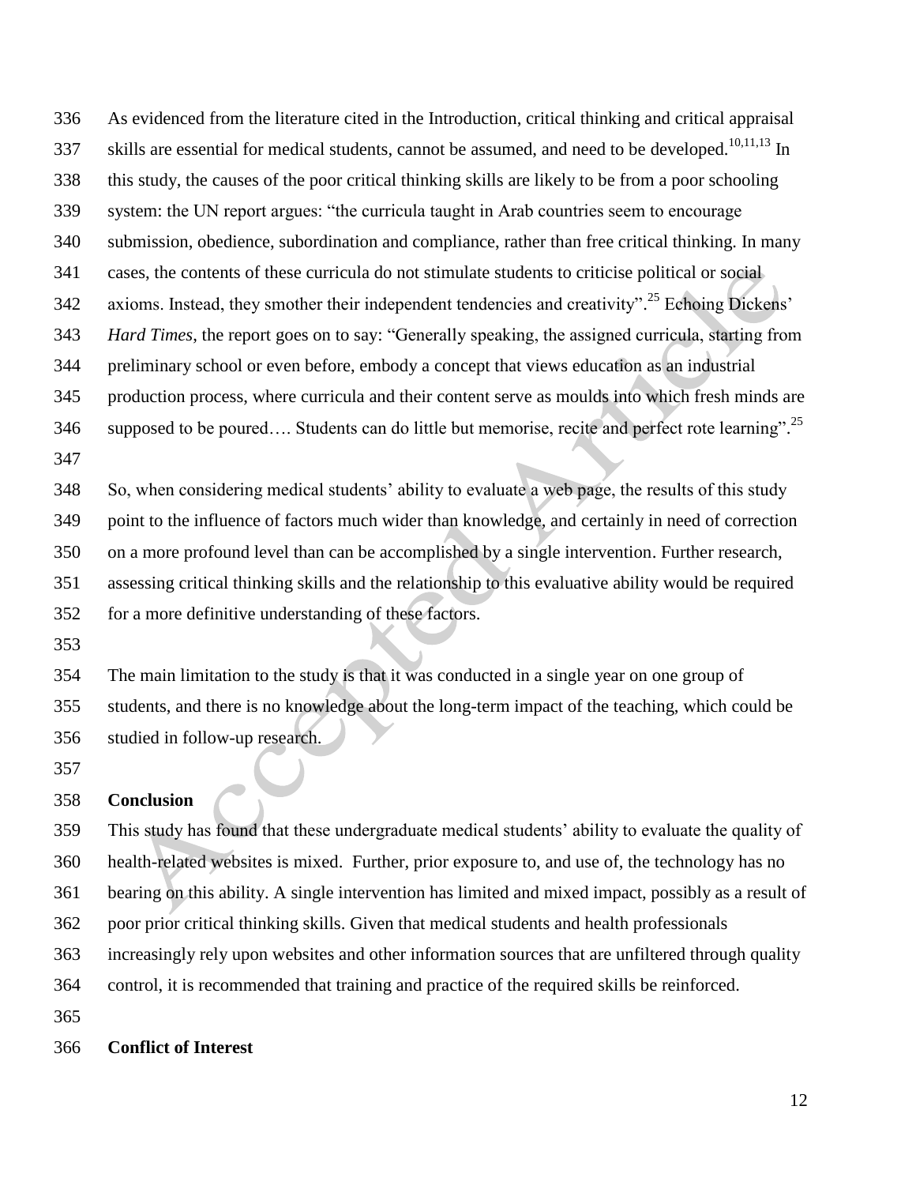As evidenced from the literature cited in the Introduction, critical thinking and critical appraisal skills are essential for medical students, cannot be assumed, and need to be developed.[10,11,13] In this study, the causes of the poor critical thinking skills are likely to be from a poor schooling system: the UN report argues: "the curricula taught in Arab countries seem to encourage submission, obedience, subordination and compliance, rather than free critical thinking. In many cases, the contents of these curricula do not stimulate students to criticise political or social axioms. Instead, they smother their independent tendencies and creativity".[25] Echoing Dickens' *Hard Times*, the report goes on to say: "Generally speaking, the assigned curricula, starting from preliminary school or even before, embody a concept that views education as an industrial production process, where curricula and their content serve as moulds into which fresh minds are supposed to be poured…. Students can do little but memorise, recite and perfect rote learning".[25]

So, when considering medical students' ability to evaluate a web page, the results of this study point to the influence of factors much wider than knowledge, and certainly in need of correction on a more profound level than can be accomplished by a single intervention. Further research, assessing critical thinking skills and the relationship to this evaluative ability would be required for a more definitive understanding of these factors.

The main limitation to the study is that it was conducted in a single year on one group of students, and there is no knowledge about the long-term impact of the teaching, which could be studied in follow-up research.

## Conclusion

This study has found that these undergraduate medical students' ability to evaluate the quality of health-related websites is mixed. Further, prior exposure to, and use of, the technology has no bearing on this ability. A single intervention has limited and mixed impact, possibly as a result of poor prior critical thinking skills. Given that medical students and health professionals increasingly rely upon websites and other information sources that are unfiltered through quality control, it is recommended that training and practice of the required skills be reinforced.

## Conflict of Interest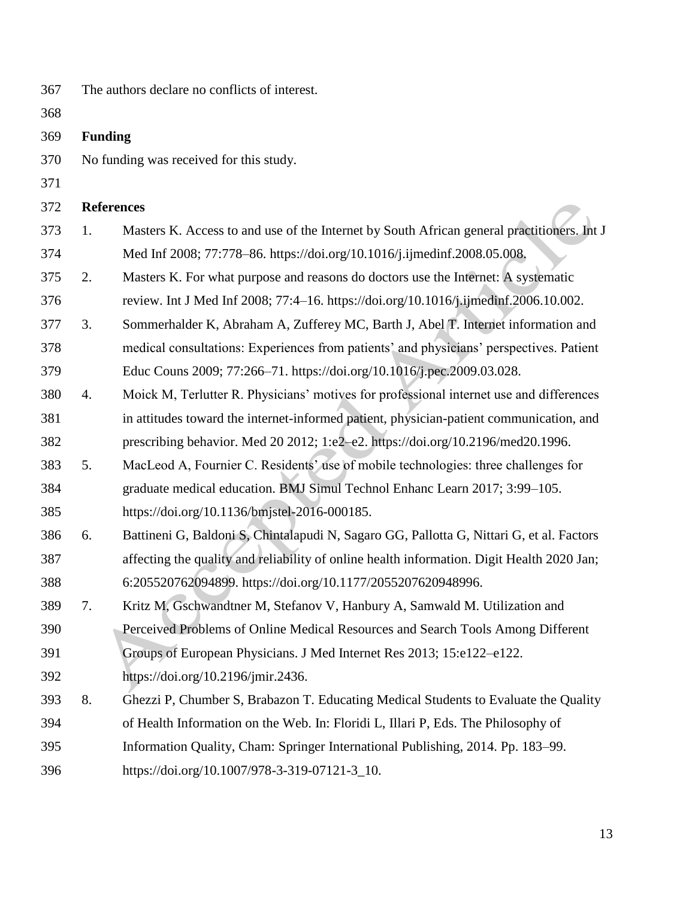The authors declare no conflicts of interest.

## Funding

No funding was received for this study.

## References

1. Masters K. Access to and use of the Internet by South African general practitioners. Int J Med Inf 2008; 77:778–86. https://doi.org/10.1016/j.ijmedinf.2008.05.008.
2. Masters K. For what purpose and reasons do doctors use the Internet: A systematic review. Int J Med Inf 2008; 77:4–16. https://doi.org/10.1016/j.ijmedinf.2006.10.002.
3. Sommerhalder K, Abraham A, Zufferey MC, Barth J, Abel T. Internet information and medical consultations: Experiences from patients' and physicians' perspectives. Patient Educ Couns 2009; 77:266–71. https://doi.org/10.1016/j.pec.2009.03.028.
4. Moick M, Terlutter R. Physicians' motives for professional internet use and differences in attitudes toward the internet-informed patient, physician-patient communication, and prescribing behavior. Med 20 2012; 1:e2–e2. https://doi.org/10.2196/med20.1996.
5. MacLeod A, Fournier C. Residents' use of mobile technologies: three challenges for graduate medical education. BMJ Simul Technol Enhanc Learn 2017; 3:99–105. https://doi.org/10.1136/bmjstel-2016-000185.
6. Battineni G, Baldoni S, Chintalapudi N, Sagaro GG, Pallotta G, Nittari G, et al. Factors affecting the quality and reliability of online health information. Digit Health 2020 Jan; 6:205520762094899. https://doi.org/10.1177/2055207620948996.
7. Kritz M, Gschwandtner M, Stefanov V, Hanbury A, Samwald M. Utilization and Perceived Problems of Online Medical Resources and Search Tools Among Different Groups of European Physicians. J Med Internet Res 2013; 15:e122–e122. https://doi.org/10.2196/jmir.2436.
8. Ghezzi P, Chumber S, Brabazon T. Educating Medical Students to Evaluate the Quality of Health Information on the Web. In: Floridi L, Illari P, Eds. The Philosophy of Information Quality, Cham: Springer International Publishing, 2014. Pp. 183–99. https://doi.org/10.1007/978-3-319-07121-3_10.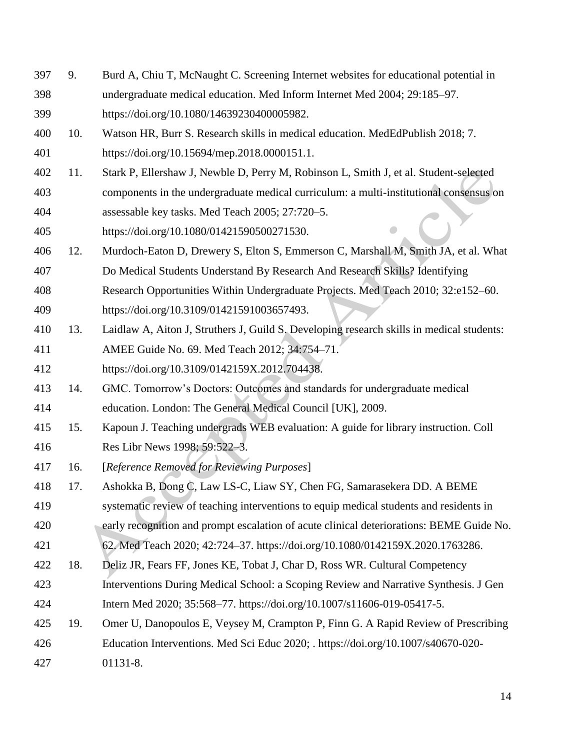9. Burd A, Chiu T, McNaught C. Screening Internet websites for educational potential in undergraduate medical education. Med Inform Internet Med 2004; 29:185–97. https://doi.org/10.1080/14639230400005982.
10. Watson HR, Burr S. Research skills in medical education. MedEdPublish 2018; 7. https://doi.org/10.15694/mep.2018.0000151.1.
11. Stark P, Ellershaw J, Newble D, Perry M, Robinson L, Smith J, et al. Student-selected components in the undergraduate medical curriculum: a multi-institutional consensus on assessable key tasks. Med Teach 2005; 27:720–5. https://doi.org/10.1080/01421590500271530.
12. Murdoch-Eaton D, Drewery S, Elton S, Emmerson C, Marshall M, Smith JA, et al. What Do Medical Students Understand By Research And Research Skills? Identifying Research Opportunities Within Undergraduate Projects. Med Teach 2010; 32:e152–60. https://doi.org/10.3109/01421591003657493.
13. Laidlaw A, Aiton J, Struthers J, Guild S. Developing research skills in medical students: AMEE Guide No. 69. Med Teach 2012; 34:754–71. https://doi.org/10.3109/0142159X.2012.704438.
14. GMC. Tomorrow's Doctors: Outcomes and standards for undergraduate medical education. London: The General Medical Council [UK], 2009.
15. Kapoun J. Teaching undergrads WEB evaluation: A guide for library instruction. Coll Res Libr News 1998; 59:522–3.
16. [*Reference Removed for Reviewing Purposes*]
17. Ashokka B, Dong C, Law LS-C, Liaw SY, Chen FG, Samarasekera DD. A BEME systematic review of teaching interventions to equip medical students and residents in early recognition and prompt escalation of acute clinical deteriorations: BEME Guide No. 62. Med Teach 2020; 42:724–37. https://doi.org/10.1080/0142159X.2020.1763286.
18. Deliz JR, Fears FF, Jones KE, Tobat J, Char D, Ross WR. Cultural Competency Interventions During Medical School: a Scoping Review and Narrative Synthesis. J Gen Intern Med 2020; 35:568–77. https://doi.org/10.1007/s11606-019-05417-5.
19. Omer U, Danopoulos E, Veysey M, Crampton P, Finn G. A Rapid Review of Prescribing Education Interventions. Med Sci Educ 2020; . https://doi.org/10.1007/s40670-020-01131-8.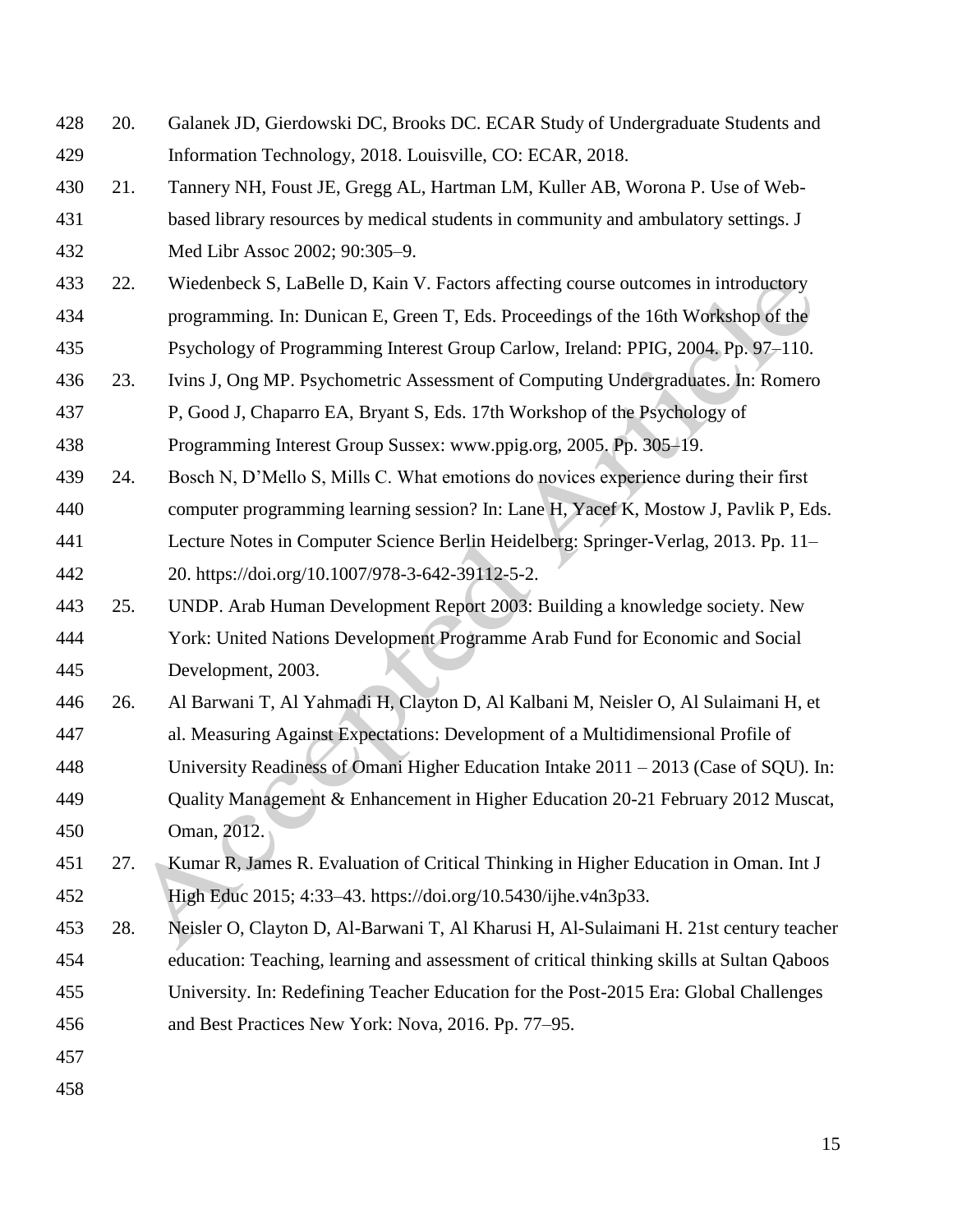20. Galanek JD, Gierdowski DC, Brooks DC. ECAR Study of Undergraduate Students and Information Technology, 2018. Louisville, CO: ECAR, 2018.
21. Tannery NH, Foust JE, Gregg AL, Hartman LM, Kuller AB, Worona P. Use of Web-based library resources by medical students in community and ambulatory settings. J Med Libr Assoc 2002; 90:305–9.
22. Wiedenbeck S, LaBelle D, Kain V. Factors affecting course outcomes in introductory programming. In: Dunican E, Green T, Eds. Proceedings of the 16th Workshop of the Psychology of Programming Interest Group Carlow, Ireland: PPIG, 2004. Pp. 97–110.
23. Ivins J, Ong MP. Psychometric Assessment of Computing Undergraduates. In: Romero P, Good J, Chaparro EA, Bryant S, Eds. 17th Workshop of the Psychology of Programming Interest Group Sussex: www.ppig.org, 2005. Pp. 305–19.
24. Bosch N, D'Mello S, Mills C. What emotions do novices experience during their first computer programming learning session? In: Lane H, Yacef K, Mostow J, Pavlik P, Eds. Lecture Notes in Computer Science Berlin Heidelberg: Springer-Verlag, 2013. Pp. 11–20. https://doi.org/10.1007/978-3-642-39112-5-2.
25. UNDP. Arab Human Development Report 2003: Building a knowledge society. New York: United Nations Development Programme Arab Fund for Economic and Social Development, 2003.
26. Al Barwani T, Al Yahmadi H, Clayton D, Al Kalbani M, Neisler O, Al Sulaimani H, et al. Measuring Against Expectations: Development of a Multidimensional Profile of University Readiness of Omani Higher Education Intake 2011 – 2013 (Case of SQU). In: Quality Management & Enhancement in Higher Education 20-21 February 2012 Muscat, Oman, 2012.
27. Kumar R, James R. Evaluation of Critical Thinking in Higher Education in Oman. Int J High Educ 2015; 4:33–43. https://doi.org/10.5430/ijhe.v4n3p33.
28. Neisler O, Clayton D, Al-Barwani T, Al Kharusi H, Al-Sulaimani H. 21st century teacher education: Teaching, learning and assessment of critical thinking skills at Sultan Qaboos University. In: Redefining Teacher Education for the Post-2015 Era: Global Challenges and Best Practices New York: Nova, 2016. Pp. 77–95.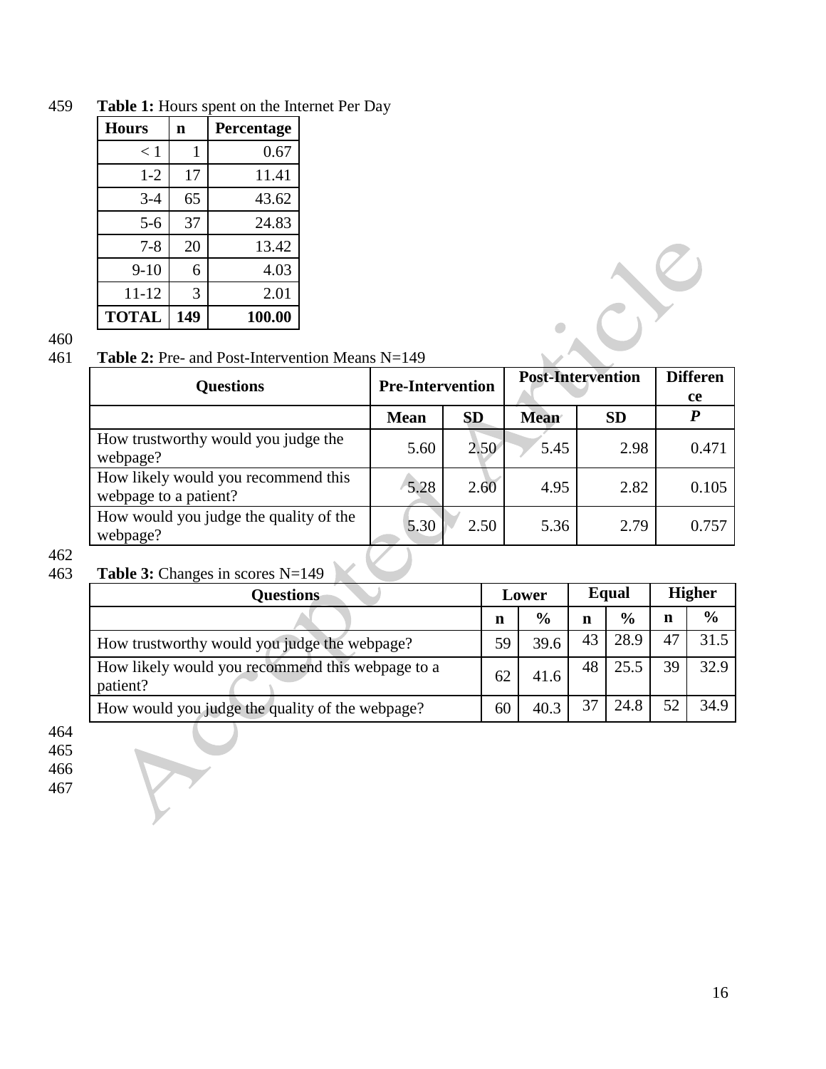**Table 1:** Hours spent on the Internet Per Day

| Hours | n | Percentage |
|---|---|---|
| < 1 | 1 | 0.67 |
| 1-2 | 17 | 11.41 |
| 3-4 | 65 | 43.62 |
| 5-6 | 37 | 24.83 |
| 7-8 | 20 | 13.42 |
| 9-10 | 6 | 4.03 |
| 11-12 | 3 | 2.01 |
| **TOTAL** | **149** | **100.00** |

**Table 2:** Pre- and Post-Intervention Means N=149

| Questions | Pre-Intervention | | Post-Intervention | | Difference |
|---|---|---|---|---|---|
| | **Mean** | **SD** | **Mean** | **SD** | ***P*** |
| How trustworthy would you judge the webpage? | 5.60 | 2.50 | 5.45 | 2.98 | 0.471 |
| How likely would you recommend this webpage to a patient? | 5.28 | 2.60 | 4.95 | 2.82 | 0.105 |
| How would you judge the quality of the webpage? | 5.30 | 2.50 | 5.36 | 2.79 | 0.757 |

**Table 3:** Changes in scores N=149

| Questions | Lower | | Equal | | Higher | |
|---|---|---|---|---|---|---|
| | **n** | **%** | **n** | **%** | **n** | **%** |
| How trustworthy would you judge the webpage? | 59 | 39.6 | 43 | 28.9 | 47 | 31.5 |
| How likely would you recommend this webpage to a patient? | 62 | 41.6 | 48 | 25.5 | 39 | 32.9 |
| How would you judge the quality of the webpage? | 60 | 40.3 | 37 | 24.8 | 52 | 34.9 |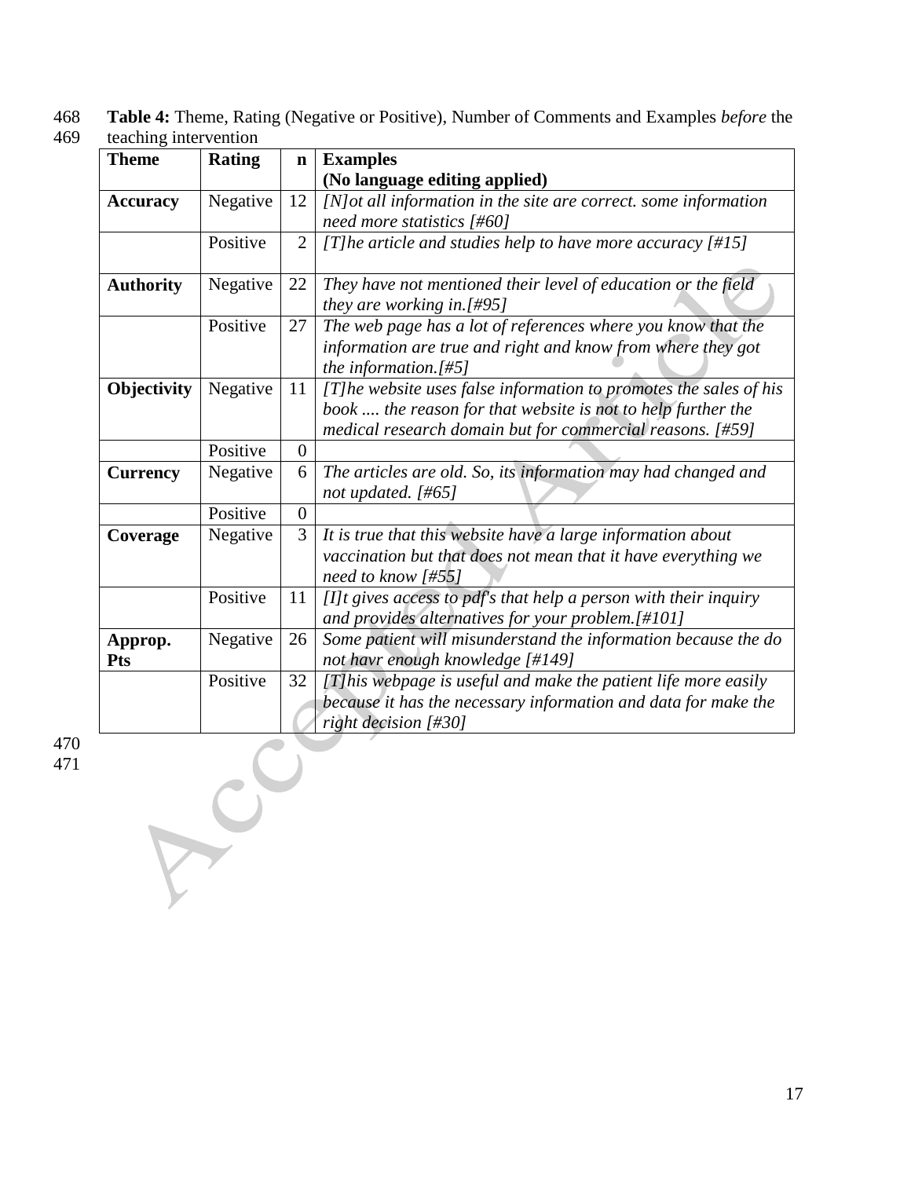**Table 4:** Theme, Rating (Negative or Positive), Number of Comments and Examples *before* the teaching intervention

| Theme | Rating | n | Examples (No language editing applied) |
|---|---|---|---|
| **Accuracy** | Negative | 12 | *[N]ot all information in the site are correct. some information need more statistics [#60]* |
| | Positive | 2 | *[T]he article and studies help to have more accuracy [#15]* |
| **Authority** | Negative | 22 | *They have not mentioned their level of education or the field they are working in.[#95]* |
| | Positive | 27 | *The web page has a lot of references where you know that the information are true and right and know from where they got the information.[#5]* |
| **Objectivity** | Negative | 11 | *[T]he website uses false information to promotes the sales of his book .... the reason for that website is not to help further the medical research domain but for commercial reasons. [#59]* |
| | Positive | 0 | |
| **Currency** | Negative | 6 | *The articles are old. So, its information may had changed and not updated. [#65]* |
| | Positive | 0 | |
| **Coverage** | Negative | 3 | *It is true that this website have a large information about vaccination but that does not mean that it have everything we need to know [#55]* |
| | Positive | 11 | *[I]t gives access to pdf's that help a person with their inquiry and provides alternatives for your problem.[#101]* |
| **Approp. Pts** | Negative | 26 | *Some patient will misunderstand the information because the do not havr enough knowledge [#149]* |
| | Positive | 32 | *[T]his webpage is useful and make the patient life more easily because it has the necessary information and data for make the right decision [#30]* |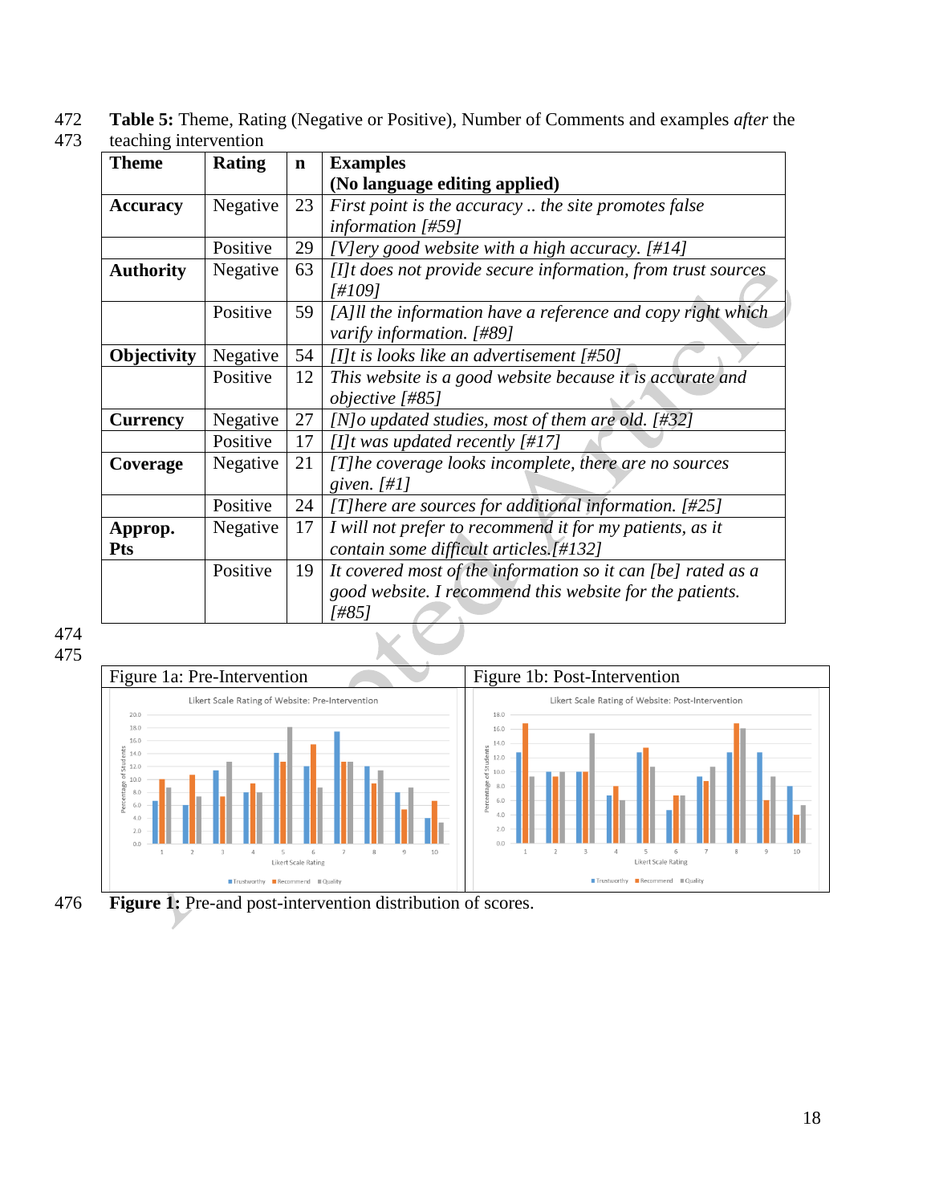**Table 5:** Theme, Rating (Negative or Positive), Number of Comments and examples *after* the teaching intervention

| Theme | Rating | n | Examples (No language editing applied) |
|---|---|---|---|
| **Accuracy** | Negative | 23 | *First point is the accuracy .. the site promotes false information [#59]* |
| | Positive | 29 | *[V]ery good website with a high accuracy. [#14]* |
| **Authority** | Negative | 63 | *[I]t does not provide secure information, from trust sources [#109]* |
| | Positive | 59 | *[A]ll the information have a reference and copy right which varify information. [#89]* |
| **Objectivity** | Negative | 54 | *[I]t is looks like an advertisement [#50]* |
| | Positive | 12 | *This website is a good website because it is accurate and objective [#85]* |
| **Currency** | Negative | 27 | *[N]o updated studies, most of them are old. [#32]* |
| | Positive | 17 | *[I]t was updated recently [#17]* |
| **Coverage** | Negative | 21 | *[T]he coverage looks incomplete, there are no sources given. [#1]* |
| | Positive | 24 | *[T]here are sources for additional information. [#25]* |
| **Approp. Pts** | Negative | 17 | *I will not prefer to recommend it for my patients, as it contain some difficult articles.[#132]* |
| | Positive | 19 | *It covered most of the information so it can [be] rated as a good website. I recommend this website for the patients. [#85]* |

Figure 1a: Pre-Intervention

Likert Scale Rating of Website: Pre-Intervention

Percentage of Students

20.0
18.0
16.0
14.0
12.0
10.0
8.0
6.0
4.0
2.0
0.0

1 2 3 4 5 6 7 8 9 10

Likert Scale Rating

Trustworthy Recommend Quality

Figure 1b: Post-Intervention

Likert Scale Rating of Website: Post-Intervention

Percentage of Students

18.0
16.0
14.0
12.0
10.0
8.0
6.0
4.0
2.0
0.0

1 2 3 4 5 6 7 8 9 10

Likert Scale Rating

Trustworthy Recommend Quality

**Figure 1:** Pre-and post-intervention distribution of scores.